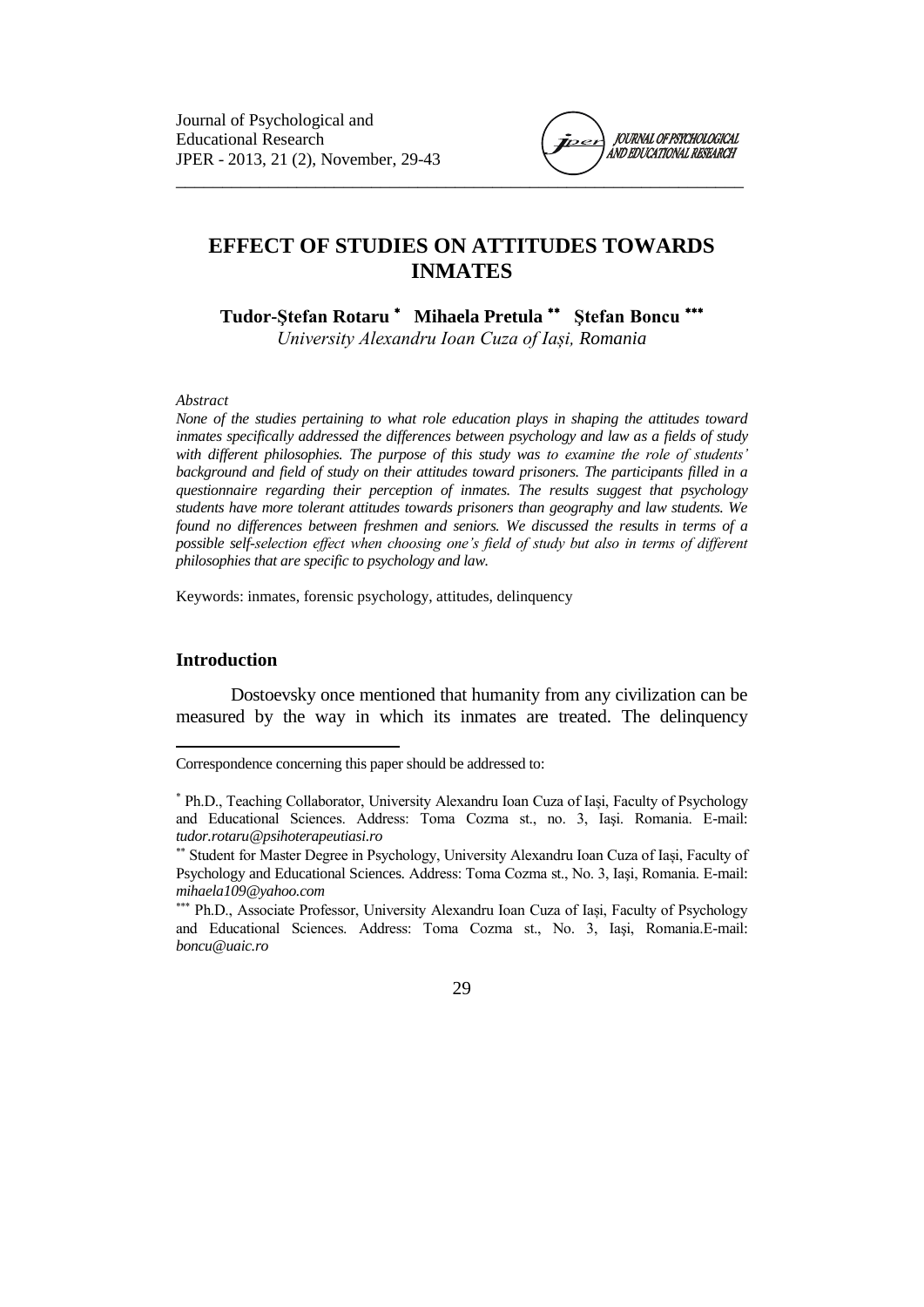# EFFECT OF STUDIES ON ATTITUDES TOWARDS INMATES

**Tudor-Ştefan Rotaru** [*] **Mihaela Pretula** [**] **Ştefan Boncu** [***]

*University Alexandru Ioan Cuza of Iaşi, Romania*

*Abstract*

*None of the studies pertaining to what role education plays in shaping the attitudes toward inmates specifically addressed the differences between psychology and law as a fields of study with different philosophies. The purpose of this study was to examine the role of students' background and field of study on their attitudes toward prisoners. The participants filled in a questionnaire regarding their perception of inmates. The results suggest that psychology students have more tolerant attitudes towards prisoners than geography and law students. We found no differences between freshmen and seniors. We discussed the results in terms of a possible self-selection effect when choosing one's field of study but also in terms of different philosophies that are specific to psychology and law.*

Keywords: inmates, forensic psychology, attitudes, delinquency

## Introduction

Dostoevsky once mentioned that humanity from any civilization can be measured by the way in which its inmates are treated. The delinquency

---

Correspondence concerning this paper should be addressed to:

[*] Ph.D., Teaching Collaborator, University Alexandru Ioan Cuza of Iaşi, Faculty of Psychology and Educational Sciences. Address: Toma Cozma st., no. 3, Iaşi. Romania. E-mail: *tudor.rotaru@psihoterapeutiasi.ro*

[**] Student for Master Degree in Psychology, University Alexandru Ioan Cuza of Iaşi, Faculty of Psychology and Educational Sciences. Address: Toma Cozma st., No. 3, Iaşi, Romania. E-mail: *mihaela109@yahoo.com*

[***] Ph.D., Associate Professor, University Alexandru Ioan Cuza of Iaşi, Faculty of Psychology and Educational Sciences. Address: Toma Cozma st., No. 3, Iaşi, Romania.E-mail: *boncu@uaic.ro*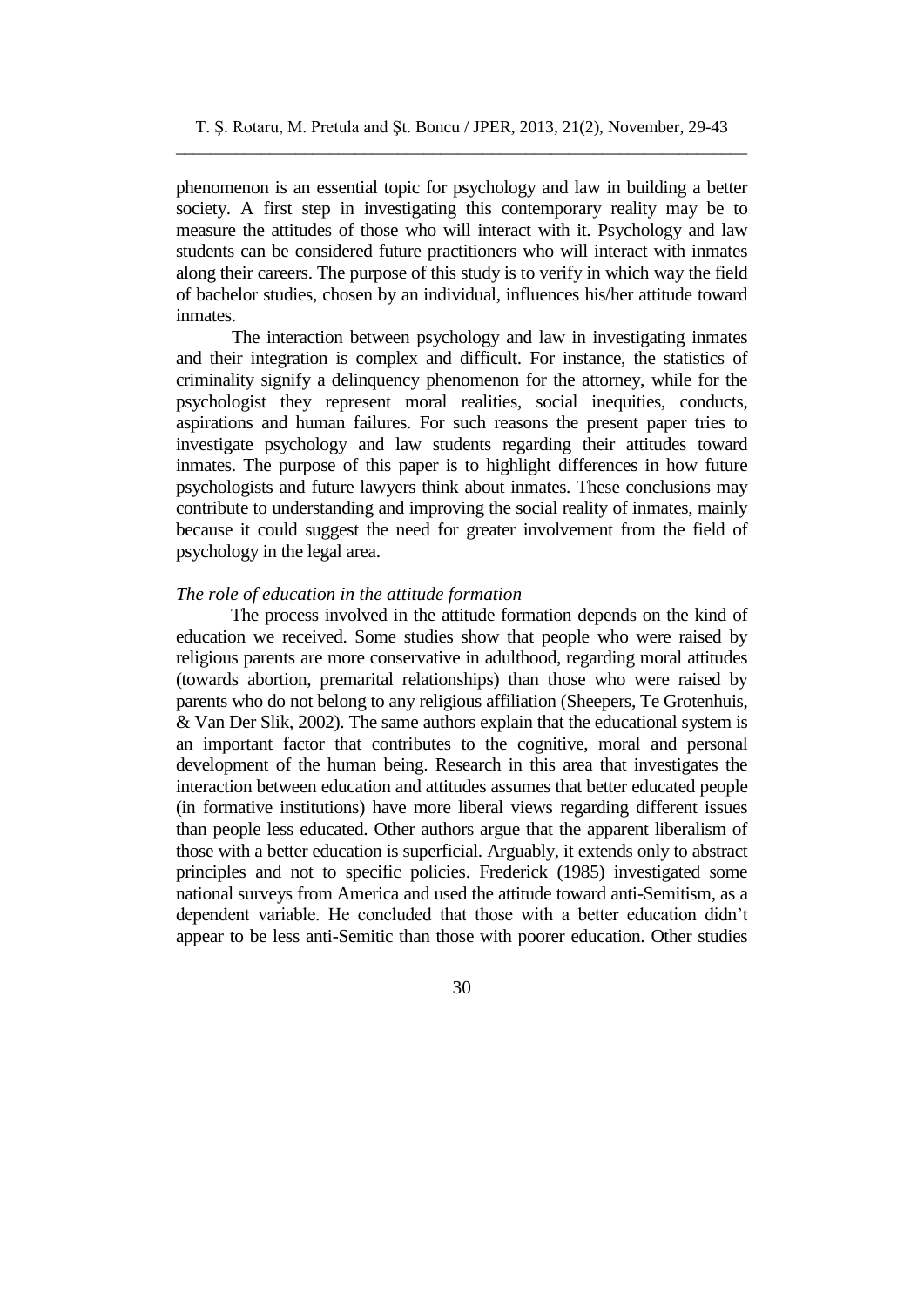phenomenon is an essential topic for psychology and law in building a better society. A first step in investigating this contemporary reality may be to measure the attitudes of those who will interact with it. Psychology and law students can be considered future practitioners who will interact with inmates along their careers. The purpose of this study is to verify in which way the field of bachelor studies, chosen by an individual, influences his/her attitude toward inmates.

The interaction between psychology and law in investigating inmates and their integration is complex and difficult. For instance, the statistics of criminality signify a delinquency phenomenon for the attorney, while for the psychologist they represent moral realities, social inequities, conducts, aspirations and human failures. For such reasons the present paper tries to investigate psychology and law students regarding their attitudes toward inmates. The purpose of this paper is to highlight differences in how future psychologists and future lawyers think about inmates. These conclusions may contribute to understanding and improving the social reality of inmates, mainly because it could suggest the need for greater involvement from the field of psychology in the legal area.

*The role of education in the attitude formation*

The process involved in the attitude formation depends on the kind of education we received. Some studies show that people who were raised by religious parents are more conservative in adulthood, regarding moral attitudes (towards abortion, premarital relationships) than those who were raised by parents who do not belong to any religious affiliation (Sheepers, Te Grotenhuis, & Van Der Slik, 2002). The same authors explain that the educational system is an important factor that contributes to the cognitive, moral and personal development of the human being. Research in this area that investigates the interaction between education and attitudes assumes that better educated people (in formative institutions) have more liberal views regarding different issues than people less educated. Other authors argue that the apparent liberalism of those with a better education is superficial. Arguably, it extends only to abstract principles and not to specific policies. Frederick (1985) investigated some national surveys from America and used the attitude toward anti-Semitism, as a dependent variable. He concluded that those with a better education didn't appear to be less anti-Semitic than those with poorer education. Other studies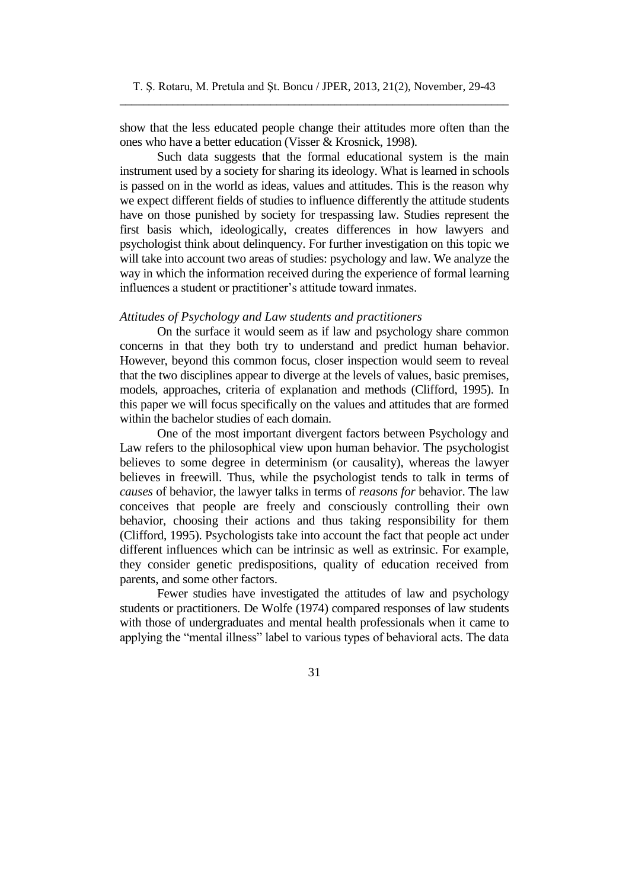show that the less educated people change their attitudes more often than the ones who have a better education (Visser & Krosnick, 1998).

Such data suggests that the formal educational system is the main instrument used by a society for sharing its ideology. What is learned in schools is passed on in the world as ideas, values and attitudes. This is the reason why we expect different fields of studies to influence differently the attitude students have on those punished by society for trespassing law. Studies represent the first basis which, ideologically, creates differences in how lawyers and psychologist think about delinquency. For further investigation on this topic we will take into account two areas of studies: psychology and law. We analyze the way in which the information received during the experience of formal learning influences a student or practitioner's attitude toward inmates.

*Attitudes of Psychology and Law students and practitioners*

On the surface it would seem as if law and psychology share common concerns in that they both try to understand and predict human behavior. However, beyond this common focus, closer inspection would seem to reveal that the two disciplines appear to diverge at the levels of values, basic premises, models, approaches, criteria of explanation and methods (Clifford, 1995). In this paper we will focus specifically on the values and attitudes that are formed within the bachelor studies of each domain.

One of the most important divergent factors between Psychology and Law refers to the philosophical view upon human behavior. The psychologist believes to some degree in determinism (or causality), whereas the lawyer believes in freewill. Thus, while the psychologist tends to talk in terms of *causes* of behavior, the lawyer talks in terms of *reasons for* behavior. The law conceives that people are freely and consciously controlling their own behavior, choosing their actions and thus taking responsibility for them (Clifford, 1995). Psychologists take into account the fact that people act under different influences which can be intrinsic as well as extrinsic. For example, they consider genetic predispositions, quality of education received from parents, and some other factors.

Fewer studies have investigated the attitudes of law and psychology students or practitioners. De Wolfe (1974) compared responses of law students with those of undergraduates and mental health professionals when it came to applying the "mental illness" label to various types of behavioral acts. The data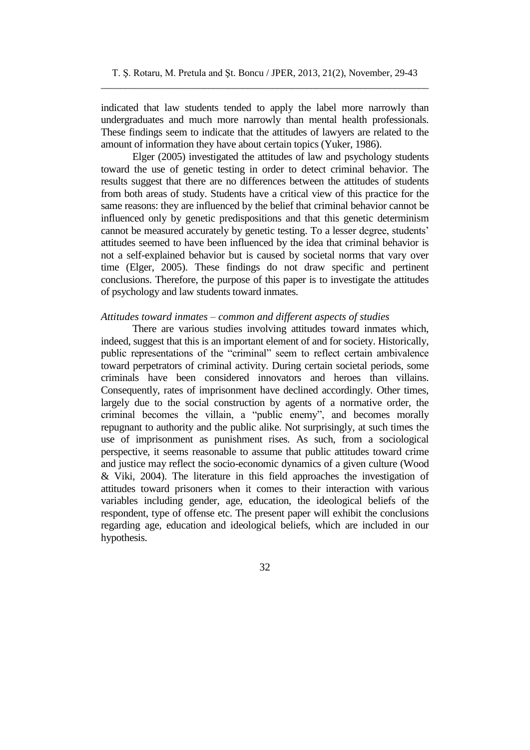indicated that law students tended to apply the label more narrowly than undergraduates and much more narrowly than mental health professionals. These findings seem to indicate that the attitudes of lawyers are related to the amount of information they have about certain topics (Yuker, 1986).

Elger (2005) investigated the attitudes of law and psychology students toward the use of genetic testing in order to detect criminal behavior. The results suggest that there are no differences between the attitudes of students from both areas of study. Students have a critical view of this practice for the same reasons: they are influenced by the belief that criminal behavior cannot be influenced only by genetic predispositions and that this genetic determinism cannot be measured accurately by genetic testing. To a lesser degree, students' attitudes seemed to have been influenced by the idea that criminal behavior is not a self-explained behavior but is caused by societal norms that vary over time (Elger, 2005). These findings do not draw specific and pertinent conclusions. Therefore, the purpose of this paper is to investigate the attitudes of psychology and law students toward inmates.

*Attitudes toward inmates – common and different aspects of studies*

There are various studies involving attitudes toward inmates which, indeed, suggest that this is an important element of and for society. Historically, public representations of the "criminal" seem to reflect certain ambivalence toward perpetrators of criminal activity. During certain societal periods, some criminals have been considered innovators and heroes than villains. Consequently, rates of imprisonment have declined accordingly. Other times, largely due to the social construction by agents of a normative order, the criminal becomes the villain, a "public enemy", and becomes morally repugnant to authority and the public alike. Not surprisingly, at such times the use of imprisonment as punishment rises. As such, from a sociological perspective, it seems reasonable to assume that public attitudes toward crime and justice may reflect the socio-economic dynamics of a given culture (Wood & Viki, 2004). The literature in this field approaches the investigation of attitudes toward prisoners when it comes to their interaction with various variables including gender, age, education, the ideological beliefs of the respondent, type of offense etc. The present paper will exhibit the conclusions regarding age, education and ideological beliefs, which are included in our hypothesis.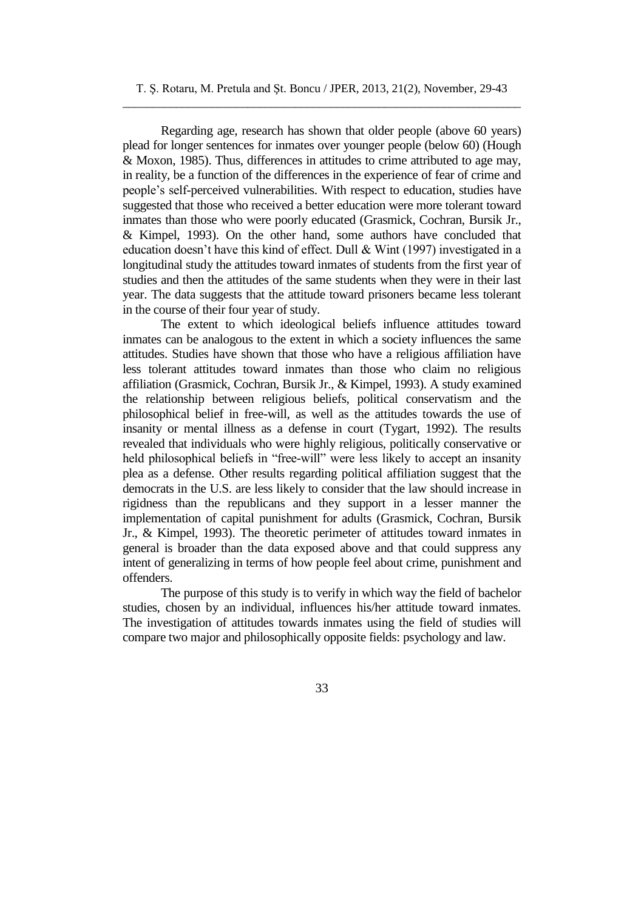Regarding age, research has shown that older people (above 60 years) plead for longer sentences for inmates over younger people (below 60) (Hough & Moxon, 1985). Thus, differences in attitudes to crime attributed to age may, in reality, be a function of the differences in the experience of fear of crime and people's self-perceived vulnerabilities. With respect to education, studies have suggested that those who received a better education were more tolerant toward inmates than those who were poorly educated (Grasmick, Cochran, Bursik Jr., & Kimpel, 1993). On the other hand, some authors have concluded that education doesn't have this kind of effect. Dull & Wint (1997) investigated in a longitudinal study the attitudes toward inmates of students from the first year of studies and then the attitudes of the same students when they were in their last year. The data suggests that the attitude toward prisoners became less tolerant in the course of their four year of study.

The extent to which ideological beliefs influence attitudes toward inmates can be analogous to the extent in which a society influences the same attitudes. Studies have shown that those who have a religious affiliation have less tolerant attitudes toward inmates than those who claim no religious affiliation (Grasmick, Cochran, Bursik Jr., & Kimpel, 1993). A study examined the relationship between religious beliefs, political conservatism and the philosophical belief in free-will, as well as the attitudes towards the use of insanity or mental illness as a defense in court (Tygart, 1992). The results revealed that individuals who were highly religious, politically conservative or held philosophical beliefs in "free-will" were less likely to accept an insanity plea as a defense. Other results regarding political affiliation suggest that the democrats in the U.S. are less likely to consider that the law should increase in rigidness than the republicans and they support in a lesser manner the implementation of capital punishment for adults (Grasmick, Cochran, Bursik Jr., & Kimpel, 1993). The theoretic perimeter of attitudes toward inmates in general is broader than the data exposed above and that could suppress any intent of generalizing in terms of how people feel about crime, punishment and offenders.

The purpose of this study is to verify in which way the field of bachelor studies, chosen by an individual, influences his/her attitude toward inmates. The investigation of attitudes towards inmates using the field of studies will compare two major and philosophically opposite fields: psychology and law.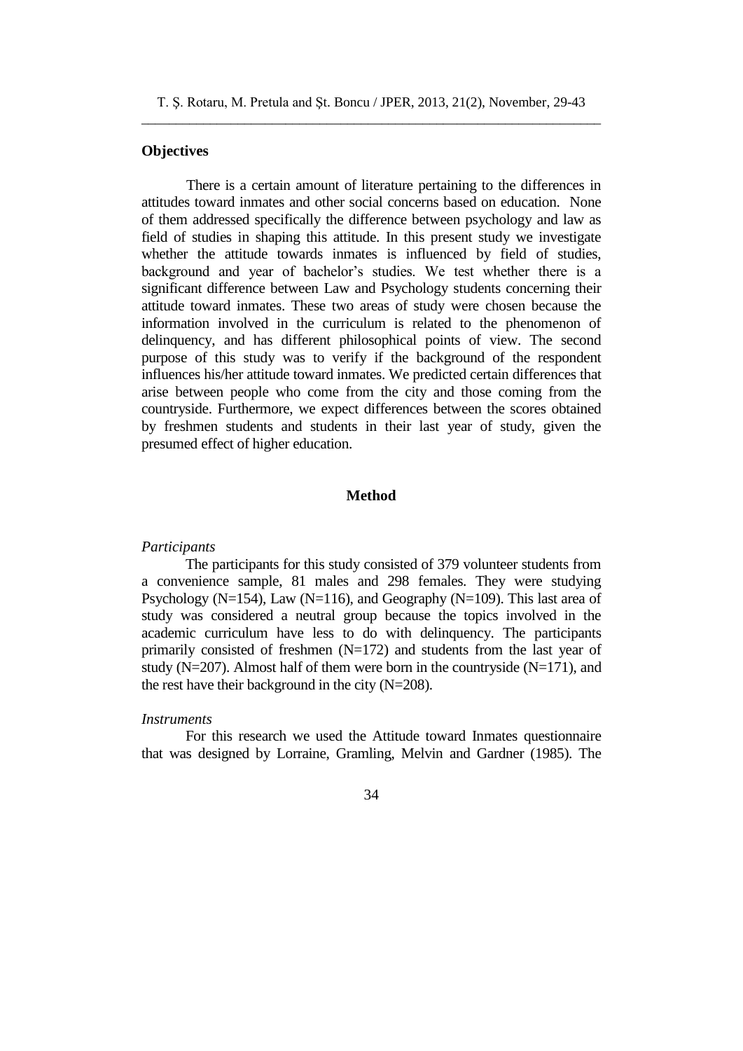## Objectives

There is a certain amount of literature pertaining to the differences in attitudes toward inmates and other social concerns based on education. None of them addressed specifically the difference between psychology and law as field of studies in shaping this attitude. In this present study we investigate whether the attitude towards inmates is influenced by field of studies, background and year of bachelor's studies. We test whether there is a significant difference between Law and Psychology students concerning their attitude toward inmates. These two areas of study were chosen because the information involved in the curriculum is related to the phenomenon of delinquency, and has different philosophical points of view. The second purpose of this study was to verify if the background of the respondent influences his/her attitude toward inmates. We predicted certain differences that arise between people who come from the city and those coming from the countryside. Furthermore, we expect differences between the scores obtained by freshmen students and students in their last year of study, given the presumed effect of higher education.

## Method

### *Participants*

The participants for this study consisted of 379 volunteer students from a convenience sample, 81 males and 298 females. They were studying Psychology (N=154), Law (N=116), and Geography (N=109). This last area of study was considered a neutral group because the topics involved in the academic curriculum have less to do with delinquency. The participants primarily consisted of freshmen (N=172) and students from the last year of study (N=207). Almost half of them were born in the countryside (N=171), and the rest have their background in the city (N=208).

### *Instruments*

For this research we used the Attitude toward Inmates questionnaire that was designed by Lorraine, Gramling, Melvin and Gardner (1985). The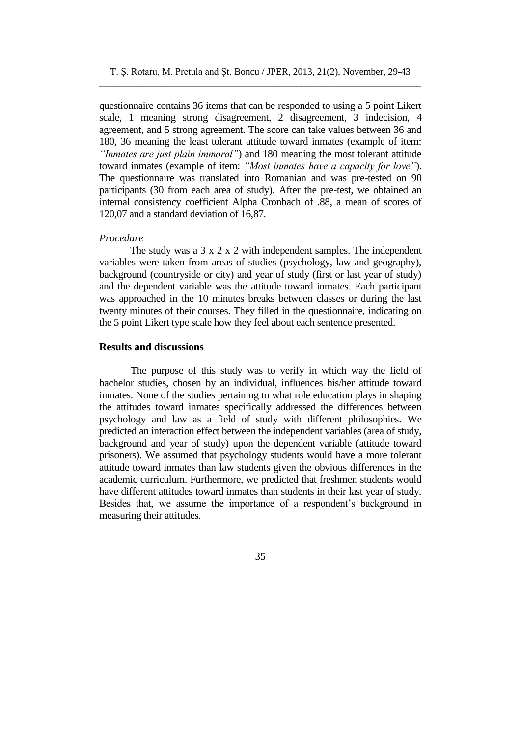questionnaire contains 36 items that can be responded to using a 5 point Likert scale, 1 meaning strong disagreement, 2 disagreement, 3 indecision, 4 agreement, and 5 strong agreement. The score can take values between 36 and 180, 36 meaning the least tolerant attitude toward inmates (example of item: *"Inmates are just plain immoral"*) and 180 meaning the most tolerant attitude toward inmates (example of item: *"Most inmates have a capacity for love"*). The questionnaire was translated into Romanian and was pre-tested on 90 participants (30 from each area of study). After the pre-test, we obtained an internal consistency coefficient Alpha Cronbach of .88, a mean of scores of 120,07 and a standard deviation of 16,87.

*Procedure*

The study was a 3 x 2 x 2 with independent samples. The independent variables were taken from areas of studies (psychology, law and geography), background (countryside or city) and year of study (first or last year of study) and the dependent variable was the attitude toward inmates. Each participant was approached in the 10 minutes breaks between classes or during the last twenty minutes of their courses. They filled in the questionnaire, indicating on the 5 point Likert type scale how they feel about each sentence presented.

**Results and discussions**

The purpose of this study was to verify in which way the field of bachelor studies, chosen by an individual, influences his/her attitude toward inmates. None of the studies pertaining to what role education plays in shaping the attitudes toward inmates specifically addressed the differences between psychology and law as a field of study with different philosophies. We predicted an interaction effect between the independent variables (area of study, background and year of study) upon the dependent variable (attitude toward prisoners). We assumed that psychology students would have a more tolerant attitude toward inmates than law students given the obvious differences in the academic curriculum. Furthermore, we predicted that freshmen students would have different attitudes toward inmates than students in their last year of study. Besides that, we assume the importance of a respondent's background in measuring their attitudes.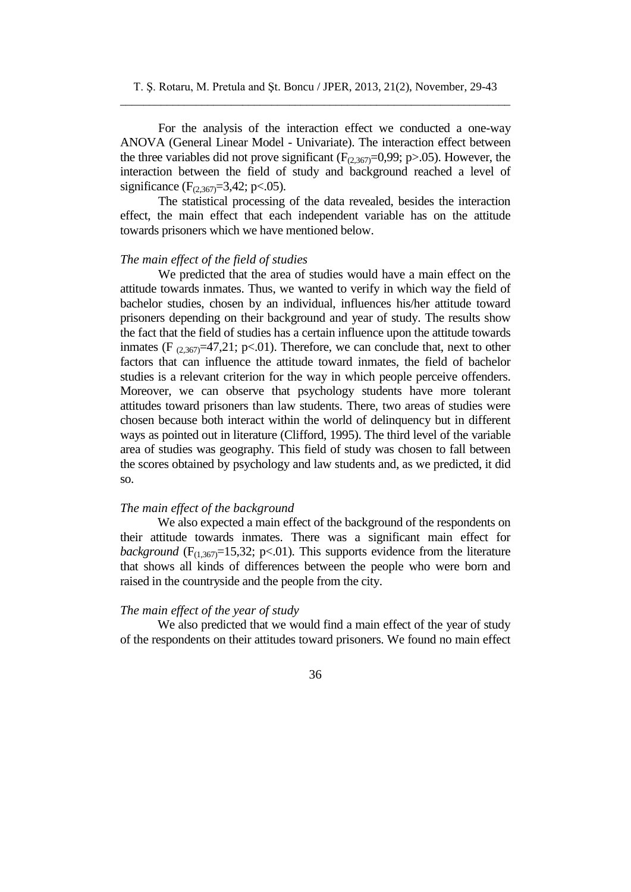For the analysis of the interaction effect we conducted a one-way ANOVA (General Linear Model - Univariate). The interaction effect between the three variables did not prove significant ($F_{(2,367)}$=0,99; p>.05). However, the interaction between the field of study and background reached a level of significance ($F_{(2,367)}$=3,42; p<.05).

The statistical processing of the data revealed, besides the interaction effect, the main effect that each independent variable has on the attitude towards prisoners which we have mentioned below.

*The main effect of the field of studies*

We predicted that the area of studies would have a main effect on the attitude towards inmates. Thus, we wanted to verify in which way the field of bachelor studies, chosen by an individual, influences his/her attitude toward prisoners depending on their background and year of study. The results show the fact that the field of studies has a certain influence upon the attitude towards inmates ($F_{(2,367)}$=47,21; p<.01). Therefore, we can conclude that, next to other factors that can influence the attitude toward inmates, the field of bachelor studies is a relevant criterion for the way in which people perceive offenders. Moreover, we can observe that psychology students have more tolerant attitudes toward prisoners than law students. There, two areas of studies were chosen because both interact within the world of delinquency but in different ways as pointed out in literature (Clifford, 1995). The third level of the variable area of studies was geography. This field of study was chosen to fall between the scores obtained by psychology and law students and, as we predicted, it did so.

*The main effect of the background*

We also expected a main effect of the background of the respondents on their attitude towards inmates. There was a significant main effect for *background* ($F_{(1,367)}$=15,32; p<.01). This supports evidence from the literature that shows all kinds of differences between the people who were born and raised in the countryside and the people from the city.

*The main effect of the year of study*

We also predicted that we would find a main effect of the year of study of the respondents on their attitudes toward prisoners. We found no main effect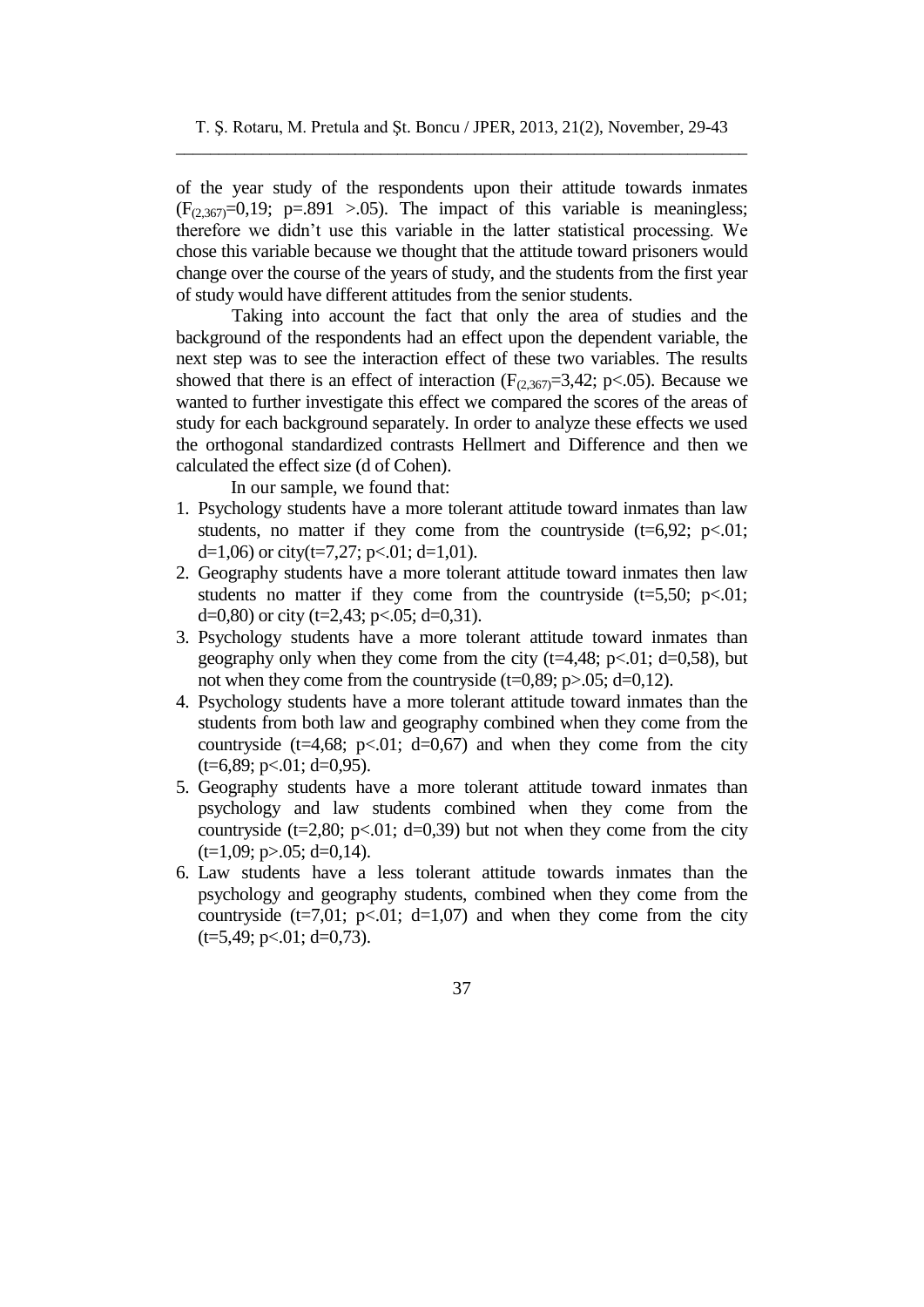of the year study of the respondents upon their attitude towards inmates ($F_{(2,367)}$=0,19; p=.891 >.05). The impact of this variable is meaningless; therefore we didn't use this variable in the latter statistical processing. We chose this variable because we thought that the attitude toward prisoners would change over the course of the years of study, and the students from the first year of study would have different attitudes from the senior students.

Taking into account the fact that only the area of studies and the background of the respondents had an effect upon the dependent variable, the next step was to see the interaction effect of these two variables. The results showed that there is an effect of interaction ($F_{(2,367)}$=3,42; p<.05). Because we wanted to further investigate this effect we compared the scores of the areas of study for each background separately. In order to analyze these effects we used the orthogonal standardized contrasts Hellmert and Difference and then we calculated the effect size (d of Cohen).

In our sample, we found that:

1. Psychology students have a more tolerant attitude toward inmates than law students, no matter if they come from the countryside (t=6,92; p<.01; d=1,06) or city(t=7,27; p<.01; d=1,01).
2. Geography students have a more tolerant attitude toward inmates then law students no matter if they come from the countryside (t=5,50; p<.01; d=0,80) or city (t=2,43; p<.05; d=0,31).
3. Psychology students have a more tolerant attitude toward inmates than geography only when they come from the city (t=4,48; p<.01; d=0,58), but not when they come from the countryside (t=0,89; p>.05; d=0,12).
4. Psychology students have a more tolerant attitude toward inmates than the students from both law and geography combined when they come from the countryside (t=4,68; p<.01; d=0,67) and when they come from the city (t=6,89; p<.01; d=0,95).
5. Geography students have a more tolerant attitude toward inmates than psychology and law students combined when they come from the countryside (t=2,80; p<.01; d=0,39) but not when they come from the city (t=1,09; p>.05; d=0,14).
6. Law students have a less tolerant attitude towards inmates than the psychology and geography students, combined when they come from the countryside (t=7,01; p<.01; d=1,07) and when they come from the city (t=5,49; p<.01; d=0,73).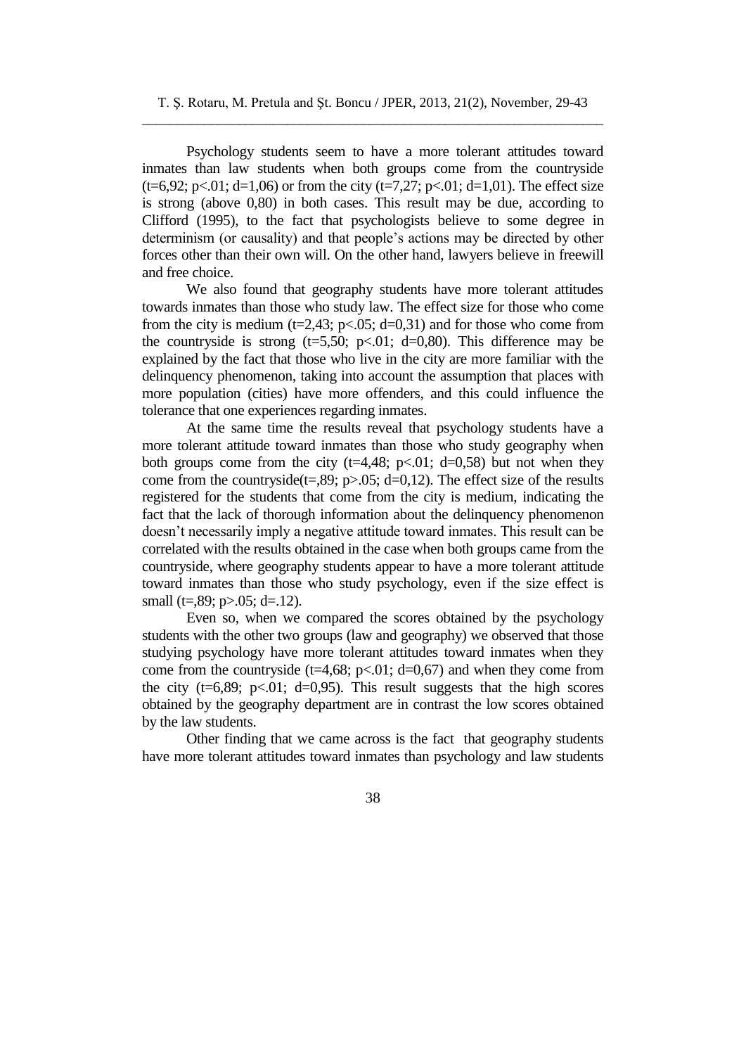Psychology students seem to have a more tolerant attitudes toward inmates than law students when both groups come from the countryside ($t=6,92$; $p<.01$; $d=1,06$) or from the city ($t=7,27$; $p<.01$; $d=1,01$). The effect size is strong (above 0,80) in both cases. This result may be due, according to Clifford (1995), to the fact that psychologists believe to some degree in determinism (or causality) and that people's actions may be directed by other forces other than their own will. On the other hand, lawyers believe in freewill and free choice.

We also found that geography students have more tolerant attitudes towards inmates than those who study law. The effect size for those who come from the city is medium ($t=2,43$; $p<.05$; $d=0,31$) and for those who come from the countryside is strong ($t=5,50$; $p<.01$; $d=0,80$). This difference may be explained by the fact that those who live in the city are more familiar with the delinquency phenomenon, taking into account the assumption that places with more population (cities) have more offenders, and this could influence the tolerance that one experiences regarding inmates.

At the same time the results reveal that psychology students have a more tolerant attitude toward inmates than those who study geography when both groups come from the city ($t=4,48$; $p<.01$; $d=0,58$) but not when they come from the countryside($t=,89$; $p>.05$; $d=0,12$). The effect size of the results registered for the students that come from the city is medium, indicating the fact that the lack of thorough information about the delinquency phenomenon doesn't necessarily imply a negative attitude toward inmates. This result can be correlated with the results obtained in the case when both groups came from the countryside, where geography students appear to have a more tolerant attitude toward inmates than those who study psychology, even if the size effect is small ($t=,89$; $p>.05$; $d=.12$).

Even so, when we compared the scores obtained by the psychology students with the other two groups (law and geography) we observed that those studying psychology have more tolerant attitudes toward inmates when they come from the countryside ($t=4,68$; $p<.01$; $d=0,67$) and when they come from the city ($t=6,89$; $p<.01$; $d=0,95$). This result suggests that the high scores obtained by the geography department are in contrast the low scores obtained by the law students.

Other finding that we came across is the fact that geography students have more tolerant attitudes toward inmates than psychology and law students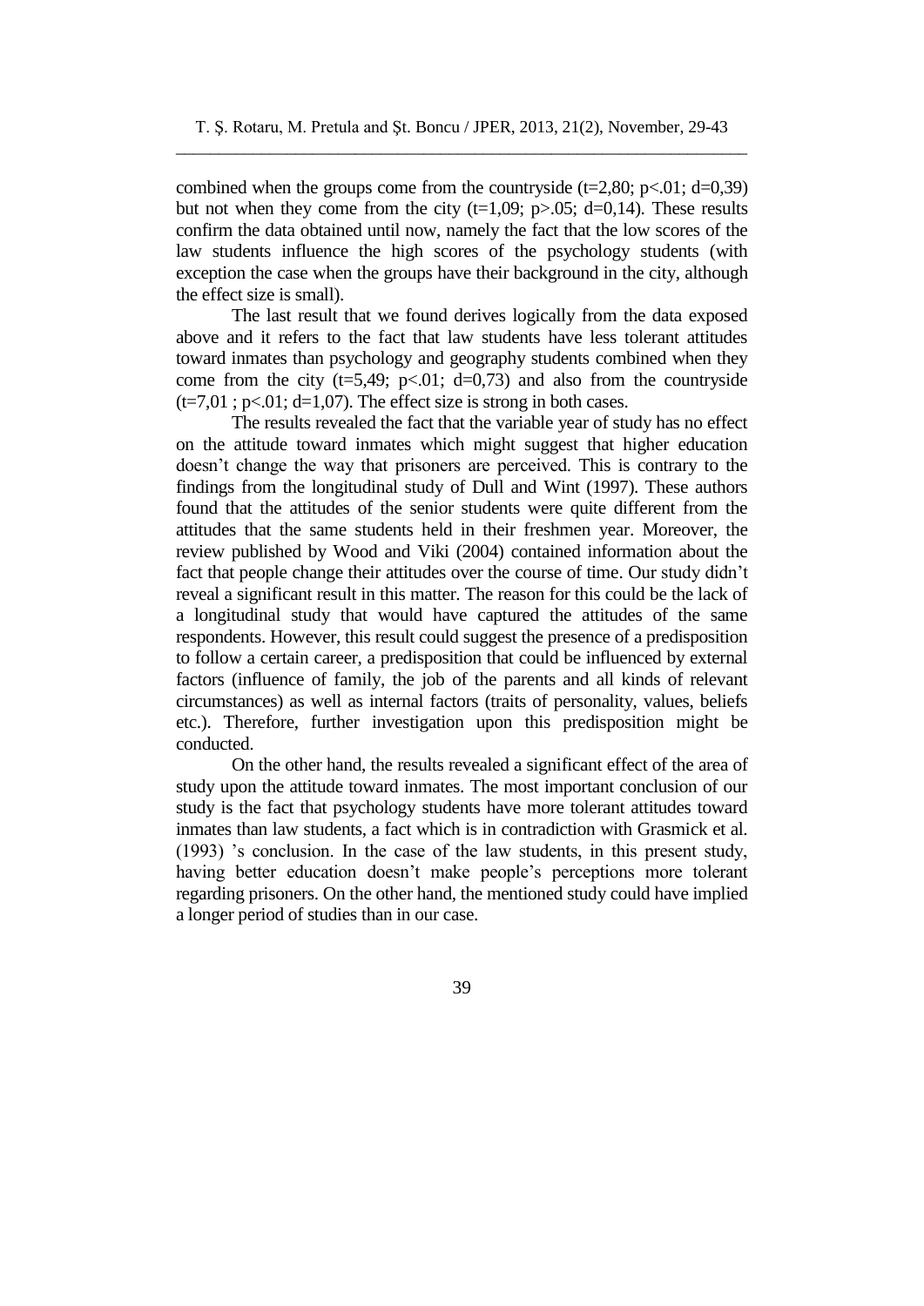combined when the groups come from the countryside ($t=2,80$; $p<.01$; $d=0,39$) but not when they come from the city ($t=1,09$; $p>.05$; $d=0,14$). These results confirm the data obtained until now, namely the fact that the low scores of the law students influence the high scores of the psychology students (with exception the case when the groups have their background in the city, although the effect size is small).

The last result that we found derives logically from the data exposed above and it refers to the fact that law students have less tolerant attitudes toward inmates than psychology and geography students combined when they come from the city ($t=5,49$; $p<.01$; $d=0,73$) and also from the countryside ($t=7,01$ ; $p<.01$; $d=1,07$). The effect size is strong in both cases.

The results revealed the fact that the variable year of study has no effect on the attitude toward inmates which might suggest that higher education doesn't change the way that prisoners are perceived. This is contrary to the findings from the longitudinal study of Dull and Wint (1997). These authors found that the attitudes of the senior students were quite different from the attitudes that the same students held in their freshmen year. Moreover, the review published by Wood and Viki (2004) contained information about the fact that people change their attitudes over the course of time. Our study didn't reveal a significant result in this matter. The reason for this could be the lack of a longitudinal study that would have captured the attitudes of the same respondents. However, this result could suggest the presence of a predisposition to follow a certain career, a predisposition that could be influenced by external factors (influence of family, the job of the parents and all kinds of relevant circumstances) as well as internal factors (traits of personality, values, beliefs etc.). Therefore, further investigation upon this predisposition might be conducted.

On the other hand, the results revealed a significant effect of the area of study upon the attitude toward inmates. The most important conclusion of our study is the fact that psychology students have more tolerant attitudes toward inmates than law students, a fact which is in contradiction with Grasmick et al. (1993) 's conclusion. In the case of the law students, in this present study, having better education doesn't make people's perceptions more tolerant regarding prisoners. On the other hand, the mentioned study could have implied a longer period of studies than in our case.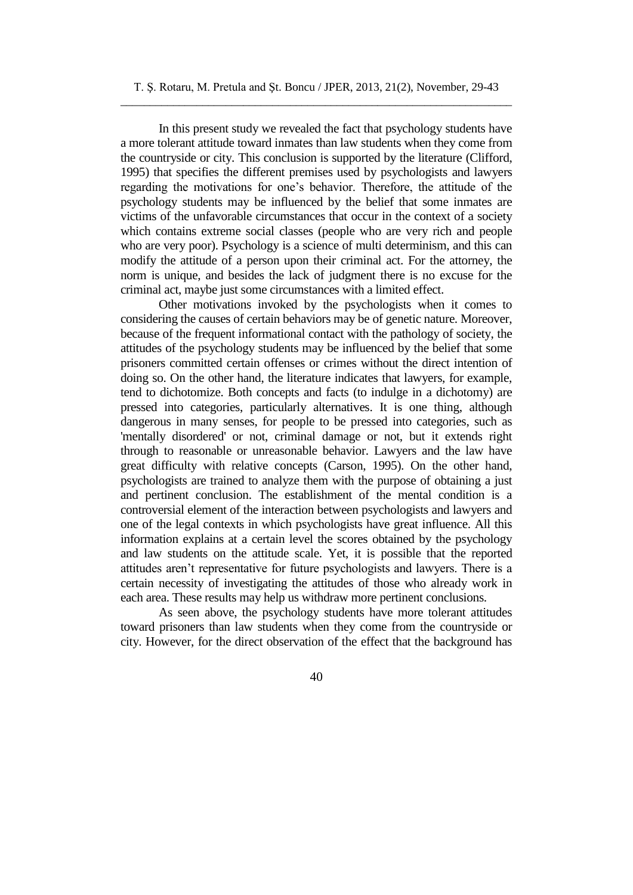In this present study we revealed the fact that psychology students have a more tolerant attitude toward inmates than law students when they come from the countryside or city. This conclusion is supported by the literature (Clifford, 1995) that specifies the different premises used by psychologists and lawyers regarding the motivations for one's behavior. Therefore, the attitude of the psychology students may be influenced by the belief that some inmates are victims of the unfavorable circumstances that occur in the context of a society which contains extreme social classes (people who are very rich and people who are very poor). Psychology is a science of multi determinism, and this can modify the attitude of a person upon their criminal act. For the attorney, the norm is unique, and besides the lack of judgment there is no excuse for the criminal act, maybe just some circumstances with a limited effect.

Other motivations invoked by the psychologists when it comes to considering the causes of certain behaviors may be of genetic nature. Moreover, because of the frequent informational contact with the pathology of society, the attitudes of the psychology students may be influenced by the belief that some prisoners committed certain offenses or crimes without the direct intention of doing so. On the other hand, the literature indicates that lawyers, for example, tend to dichotomize. Both concepts and facts (to indulge in a dichotomy) are pressed into categories, particularly alternatives. It is one thing, although dangerous in many senses, for people to be pressed into categories, such as 'mentally disordered' or not, criminal damage or not, but it extends right through to reasonable or unreasonable behavior. Lawyers and the law have great difficulty with relative concepts (Carson, 1995). On the other hand, psychologists are trained to analyze them with the purpose of obtaining a just and pertinent conclusion. The establishment of the mental condition is a controversial element of the interaction between psychologists and lawyers and one of the legal contexts in which psychologists have great influence. All this information explains at a certain level the scores obtained by the psychology and law students on the attitude scale. Yet, it is possible that the reported attitudes aren't representative for future psychologists and lawyers. There is a certain necessity of investigating the attitudes of those who already work in each area. These results may help us withdraw more pertinent conclusions.

As seen above, the psychology students have more tolerant attitudes toward prisoners than law students when they come from the countryside or city. However, for the direct observation of the effect that the background has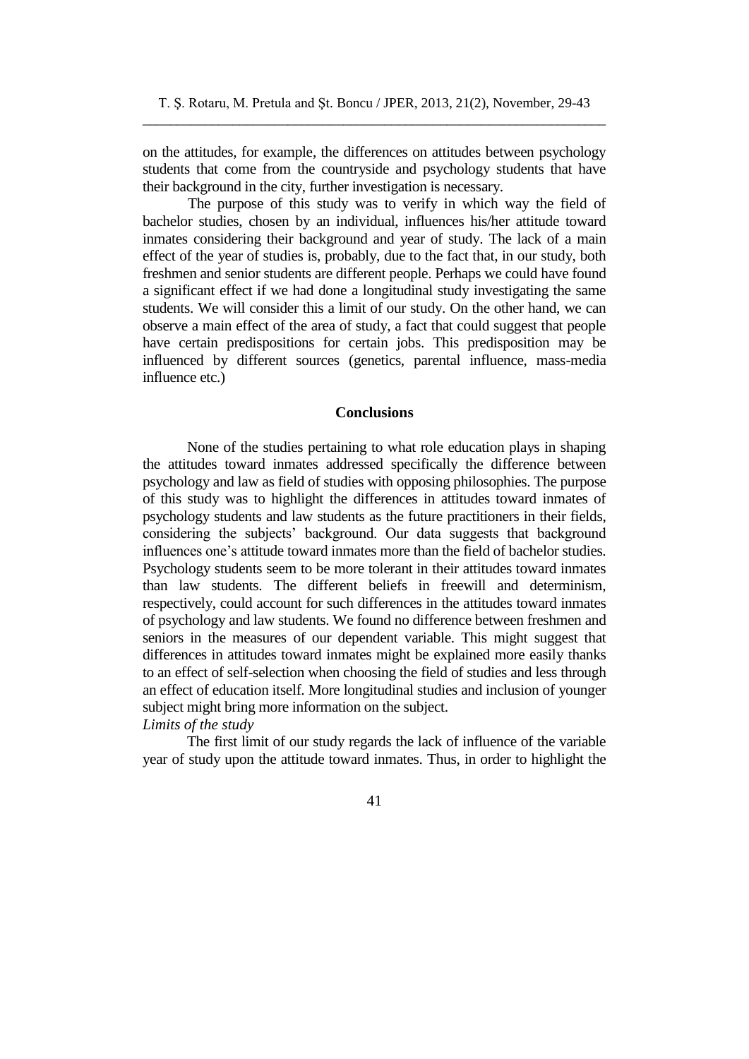on the attitudes, for example, the differences on attitudes between psychology students that come from the countryside and psychology students that have their background in the city, further investigation is necessary.

The purpose of this study was to verify in which way the field of bachelor studies, chosen by an individual, influences his/her attitude toward inmates considering their background and year of study. The lack of a main effect of the year of studies is, probably, due to the fact that, in our study, both freshmen and senior students are different people. Perhaps we could have found a significant effect if we had done a longitudinal study investigating the same students. We will consider this a limit of our study. On the other hand, we can observe a main effect of the area of study, a fact that could suggest that people have certain predispositions for certain jobs. This predisposition may be influenced by different sources (genetics, parental influence, mass-media influence etc.)

## Conclusions

None of the studies pertaining to what role education plays in shaping the attitudes toward inmates addressed specifically the difference between psychology and law as field of studies with opposing philosophies. The purpose of this study was to highlight the differences in attitudes toward inmates of psychology students and law students as the future practitioners in their fields, considering the subjects' background. Our data suggests that background influences one's attitude toward inmates more than the field of bachelor studies. Psychology students seem to be more tolerant in their attitudes toward inmates than law students. The different beliefs in freewill and determinism, respectively, could account for such differences in the attitudes toward inmates of psychology and law students. We found no difference between freshmen and seniors in the measures of our dependent variable. This might suggest that differences in attitudes toward inmates might be explained more easily thanks to an effect of self-selection when choosing the field of studies and less through an effect of education itself. More longitudinal studies and inclusion of younger subject might bring more information on the subject.

*Limits of the study*

The first limit of our study regards the lack of influence of the variable year of study upon the attitude toward inmates. Thus, in order to highlight the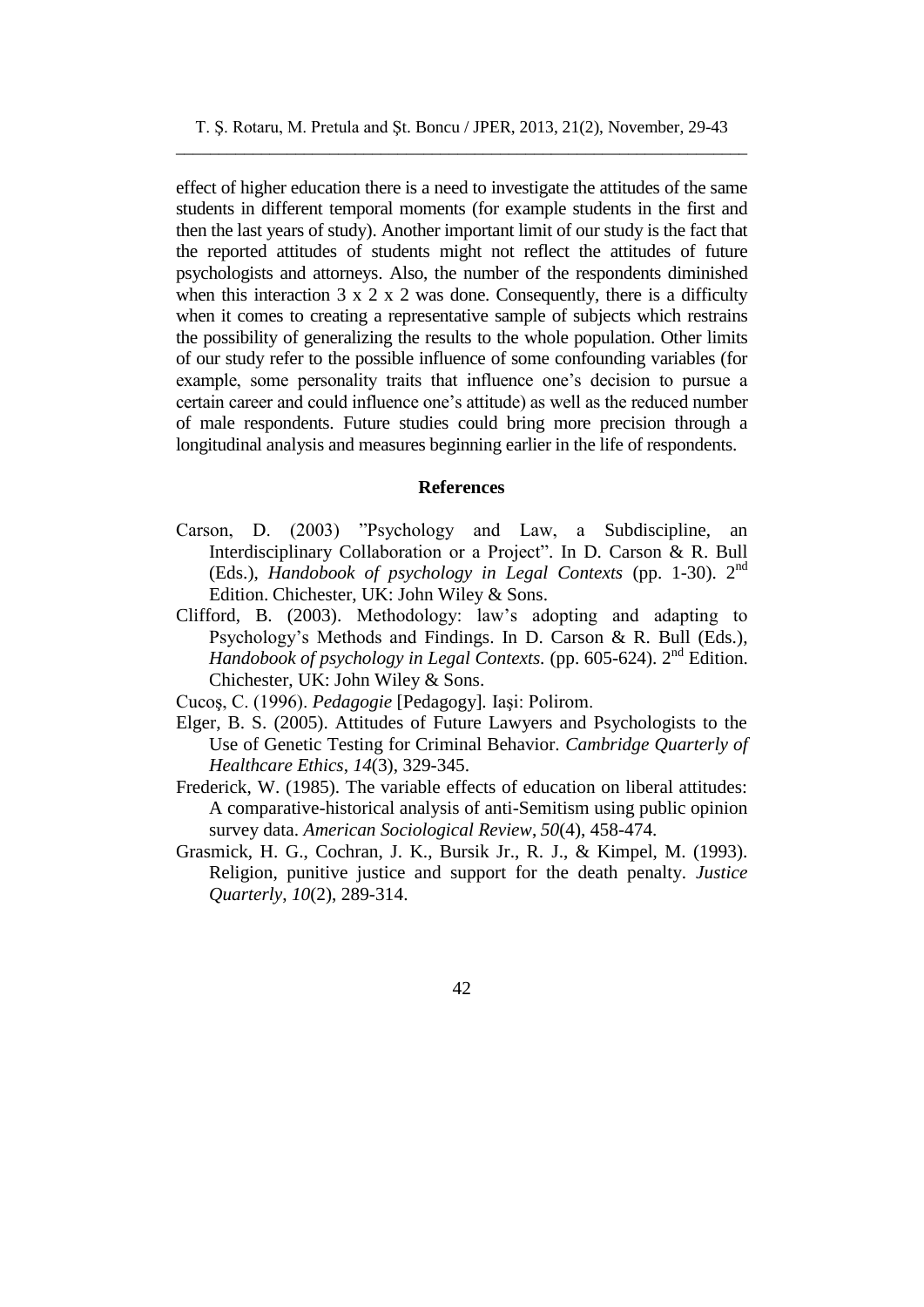effect of higher education there is a need to investigate the attitudes of the same students in different temporal moments (for example students in the first and then the last years of study). Another important limit of our study is the fact that the reported attitudes of students might not reflect the attitudes of future psychologists and attorneys. Also, the number of the respondents diminished when this interaction 3 x 2 x 2 was done. Consequently, there is a difficulty when it comes to creating a representative sample of subjects which restrains the possibility of generalizing the results to the whole population. Other limits of our study refer to the possible influence of some confounding variables (for example, some personality traits that influence one's decision to pursue a certain career and could influence one's attitude) as well as the reduced number of male respondents. Future studies could bring more precision through a longitudinal analysis and measures beginning earlier in the life of respondents.

## References

Carson, D. (2003) "Psychology and Law, a Subdiscipline, an Interdisciplinary Collaboration or a Project". In D. Carson & R. Bull (Eds.), *Handobook of psychology in Legal Contexts* (pp. 1-30). 2nd Edition. Chichester, UK: John Wiley & Sons.

Clifford, B. (2003). Methodology: law's adopting and adapting to Psychology's Methods and Findings. In D. Carson & R. Bull (Eds.), *Handobook of psychology in Legal Contexts.* (pp. 605-624). 2nd Edition. Chichester, UK: John Wiley & Sons.

Cucoş, C. (1996). *Pedagogie* [Pedagogy]. Iaşi: Polirom.

Elger, B. S. (2005). Attitudes of Future Lawyers and Psychologists to the Use of Genetic Testing for Criminal Behavior. *Cambridge Quarterly of Healthcare Ethics*, *14*(3), 329-345.

Frederick, W. (1985). The variable effects of education on liberal attitudes: A comparative-historical analysis of anti-Semitism using public opinion survey data. *American Sociological Review*, *50*(4), 458-474.

Grasmick, H. G., Cochran, J. K., Bursik Jr., R. J., & Kimpel, M. (1993). Religion, punitive justice and support for the death penalty. *Justice Quarterly*, *10*(2), 289-314.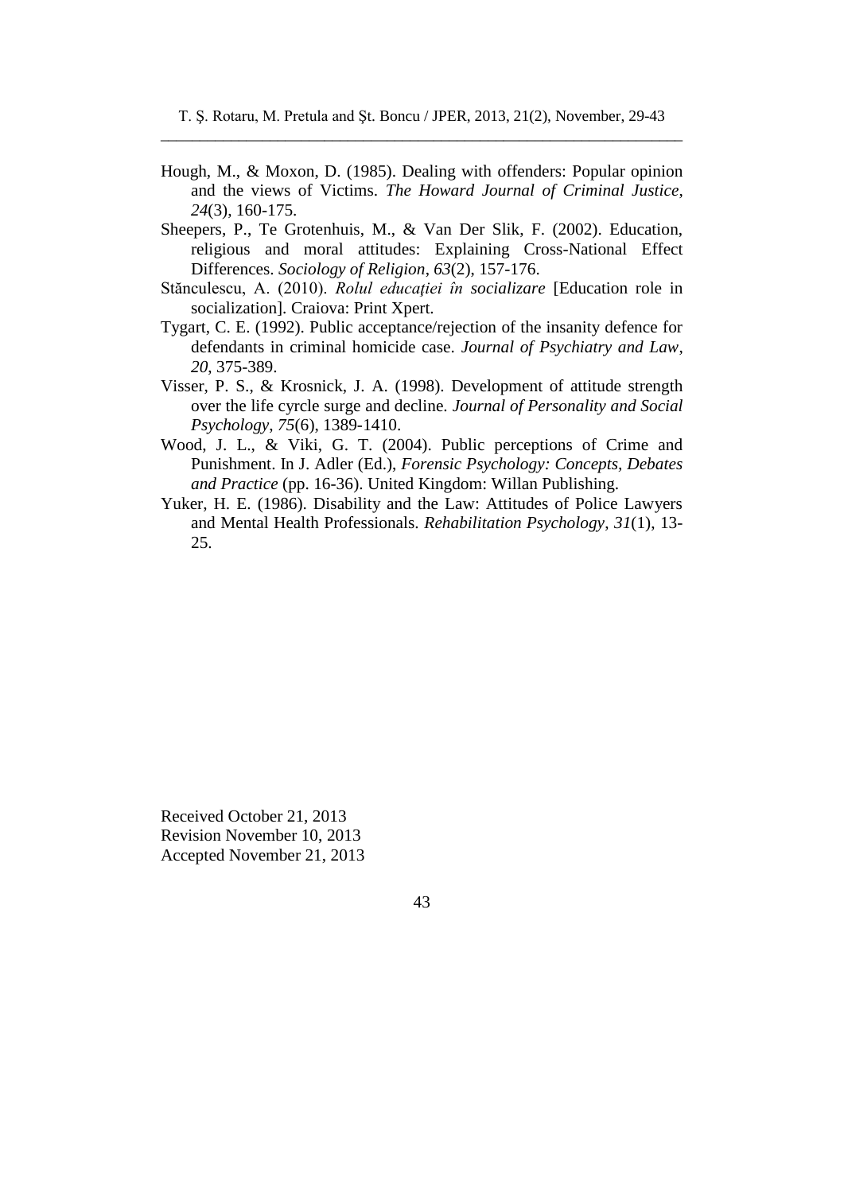Hough, M., & Moxon, D. (1985). Dealing with offenders: Popular opinion and the views of Victims. *The Howard Journal of Criminal Justice*, *24*(3), 160-175.

Sheepers, P., Te Grotenhuis, M., & Van Der Slik, F. (2002). Education, religious and moral attitudes: Explaining Cross-National Effect Differences. *Sociology of Religion*, *63*(2), 157-176.

Stănculescu, A. (2010). *Rolul educației în socializare* [Education role in socialization]. Craiova: Print Xpert.

Tygart, C. E. (1992). Public acceptance/rejection of the insanity defence for defendants in criminal homicide case. *Journal of Psychiatry and Law*, *20*, 375-389.

Visser, P. S., & Krosnick, J. A. (1998). Development of attitude strength over the life cyrcle surge and decline. *Journal of Personality and Social Psychology*, *75*(6), 1389-1410.

Wood, J. L., & Viki, G. T. (2004). Public perceptions of Crime and Punishment. In J. Adler (Ed.), *Forensic Psychology: Concepts, Debates and Practice* (pp. 16-36). United Kingdom: Willan Publishing.

Yuker, H. E. (1986). Disability and the Law: Attitudes of Police Lawyers and Mental Health Professionals. *Rehabilitation Psychology*, *31*(1), 13-25.

Received October 21, 2013
Revision November 10, 2013
Accepted November 21, 2013